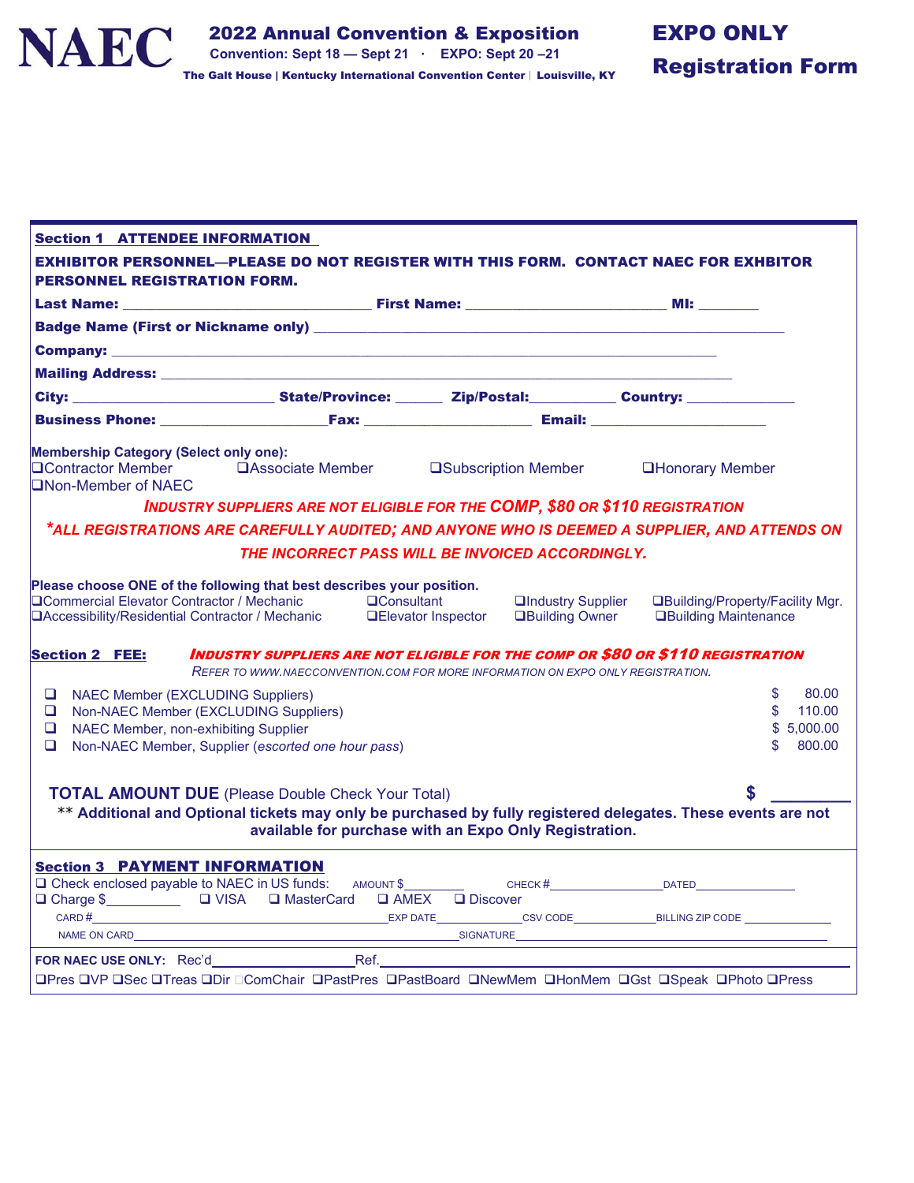# NAEC

## 2022 Annual Convention & Exposition

Convention: Sept 18 — Sept 21 · EXPO: Sept 20 –21

The Galt House | Kentucky International Convention Center | Louisville, KY

# EXPO ONLY Registration Form

## Section 1 ATTENDEE INFORMATION

**EXHIBITOR PERSONNEL—PLEASE DO NOT REGISTER WITH THIS FORM. CONTACT NAEC FOR EXHBITOR PERSONNEL REGISTRATION FORM.**

**Last Name:** ______________________________ **First Name:** ________________________ **MI:** _______

**Badge Name (First or Nickname only)** ________________________________________________________

**Company:** ________________________________________________________________________

**Mailing Address:** ____________________________________________________________________

**City:** _______________________ **State/Province:** ______ **Zip/Postal:**__________ **Country:** _____________

**Business Phone:** ____________________**Fax:** ____________________ **Email:** _____________________

**Membership Category (Select only one):**

❑Contractor Member ❑Associate Member ❑Subscription Member ❑Honorary Member ❑Non-Member of NAEC

***INDUSTRY SUPPLIERS ARE NOT ELIGIBLE FOR THE COMP, $80 OR $110 REGISTRATION***

***\*ALL REGISTRATIONS ARE CAREFULLY AUDITED; AND ANYONE WHO IS DEEMED A SUPPLIER, AND ATTENDS ON THE INCORRECT PASS WILL BE INVOICED ACCORDINGLY.***

**Please choose ONE of the following that best describes your position.**

❑Commercial Elevator Contractor / Mechanic ❑Consultant ❑Industry Supplier ❑Building/Property/Facility Mgr.
❑Accessibility/Residential Contractor / Mechanic ❑Elevator Inspector ❑Building Owner ❑Building Maintenance

## Section 2 FEE:

***INDUSTRY SUPPLIERS ARE NOT ELIGIBLE FOR THE COMP OR $80 OR $110 REGISTRATION***

*REFER TO WWW.NAECCONVENTION.COM FOR MORE INFORMATION ON EXPO ONLY REGISTRATION.*

| | | |
|---|---|---|
| ❑ | NAEC Member (EXCLUDING Suppliers) | $ 80.00 |
| ❑ | Non-NAEC Member (EXCLUDING Suppliers) | $ 110.00 |
| ❑ | NAEC Member, non-exhibiting Supplier | $ 5,000.00 |
| ❑ | Non-NAEC Member, Supplier (*escorted one hour pass*) | $ 800.00 |

**TOTAL AMOUNT DUE** (Please Double Check Your Total) **$** _________

**\*\* Additional and Optional tickets may only be purchased by fully registered delegates. These events are not available for purchase with an Expo Only Registration.**

## Section 3 PAYMENT INFORMATION

❑ Check enclosed payable to NAEC in US funds: AMOUNT $_________ CHECK #________________ DATED________________

❑ Charge $__________ ❑ VISA ❑ MasterCard ❑ AMEX ❑ Discover

CARD #____________________________________ EXP DATE_____________ CSV CODE_____________ BILLING ZIP CODE _____________

NAME ON CARD____________________________________ SIGNATURE____________________________________

**FOR NAEC USE ONLY:** Rec'd__________________ Ref.______________________________

❑Pres ❑VP ❑Sec ❑Treas ❑Dir ❑ComChair ❑PastPres ❑PastBoard ❑NewMem ❑HonMem ❑Gst ❑Speak ❑Photo ❑Press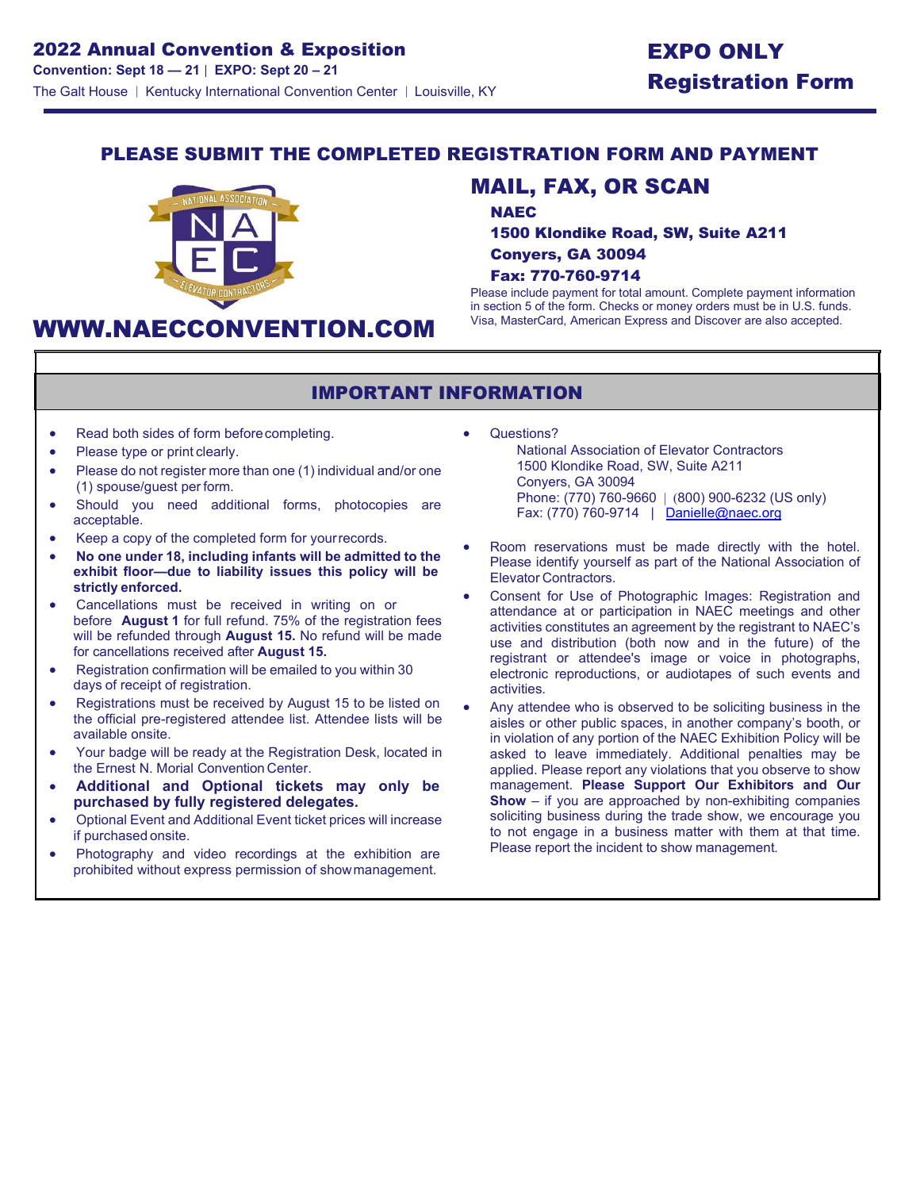## 2022 Annual Convention & Exposition

**Convention: Sept 18 — 21 | EXPO: Sept 20 – 21**

The Galt House | Kentucky International Convention Center | Louisville, KY

# EXPO ONLY Registration Form

## PLEASE SUBMIT THE COMPLETED REGISTRATION FORM AND PAYMENT

## WWW.NAECCONVENTION.COM

## MAIL, FAX, OR SCAN

**NAEC**
**1500 Klondike Road, SW, Suite A211**
**Conyers, GA 30094**
**Fax: 770-760-9714**

Please include payment for total amount. Complete payment information in section 5 of the form. Checks or money orders must be in U.S. funds. Visa, MasterCard, American Express and Discover are also accepted.

## IMPORTANT INFORMATION

- Read both sides of form before completing.
- Please type or print clearly.
- Please do not register more than one (1) individual and/or one (1) spouse/guest per form.
- Should you need additional forms, photocopies are acceptable.
- Keep a copy of the completed form for your records.
- **No one under 18, including infants will be admitted to the exhibit floor—due to liability issues this policy will be strictly enforced.**
- Cancellations must be received in writing on or before **August 1** for full refund. 75% of the registration fees will be refunded through **August 15.** No refund will be made for cancellations received after **August 15.**
- Registration confirmation will be emailed to you within 30 days of receipt of registration.
- Registrations must be received by August 15 to be listed on the official pre-registered attendee list. Attendee lists will be available onsite.
- Your badge will be ready at the Registration Desk, located in the Ernest N. Morial Convention Center.
- **Additional and Optional tickets may only be purchased by fully registered delegates.**
- Optional Event and Additional Event ticket prices will increase if purchased onsite.
- Photography and video recordings at the exhibition are prohibited without express permission of show management.
- Questions?
  National Association of Elevator Contractors
  1500 Klondike Road, SW, Suite A211
  Conyers, GA 30094
  Phone: (770) 760-9660 | (800) 900-6232 (US only)
  Fax: (770) 760-9714 | Danielle@naec.org
- Room reservations must be made directly with the hotel. Please identify yourself as part of the National Association of Elevator Contractors.
- Consent for Use of Photographic Images: Registration and attendance at or participation in NAEC meetings and other activities constitutes an agreement by the registrant to NAEC's use and distribution (both now and in the future) of the registrant or attendee's image or voice in photographs, electronic reproductions, or audiotapes of such events and activities.
- Any attendee who is observed to be soliciting business in the aisles or other public spaces, in another company's booth, or in violation of any portion of the NAEC Exhibition Policy will be asked to leave immediately. Additional penalties may be applied. Please report any violations that you observe to show management. **Please Support Our Exhibitors and Our Show** – if you are approached by non-exhibiting companies soliciting business during the trade show, we encourage you to not engage in a business matter with them at that time. Please report the incident to show management.